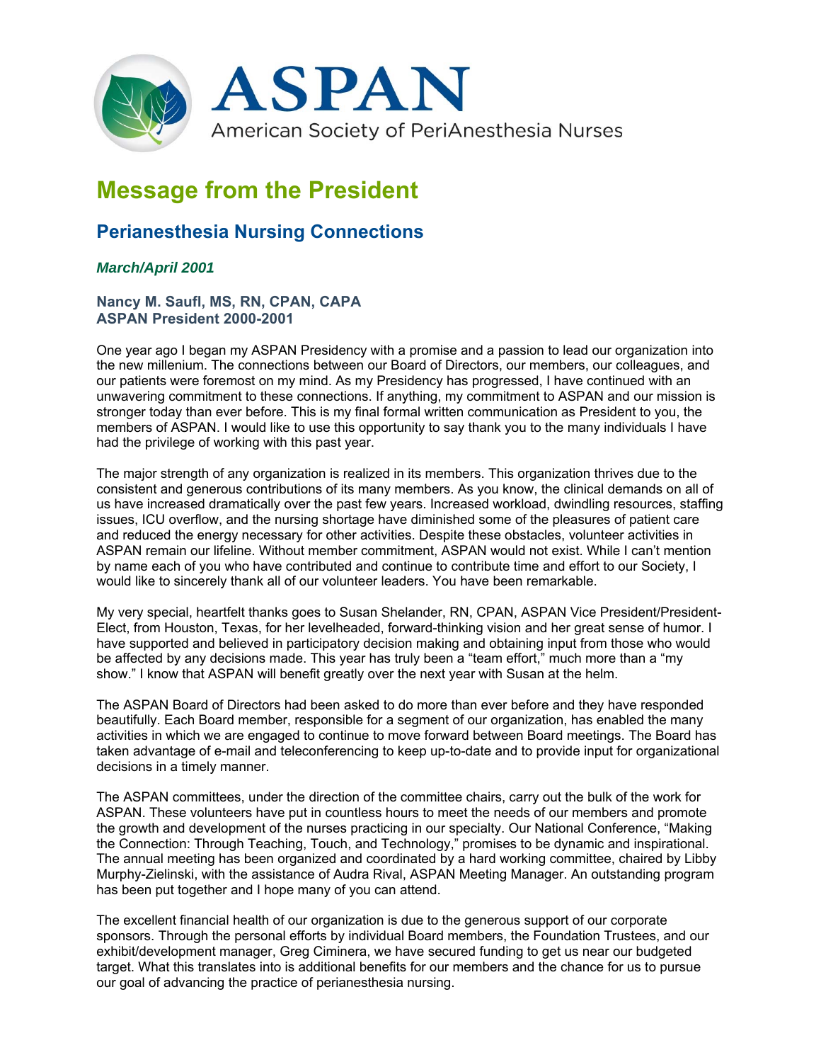ASPAN

American Society of PeriAnesthesia Nurses

# Message from the President

## Perianesthesia Nursing Connections

***March/April 2001***

**Nancy M. Saufl, MS, RN, CPAN, CAPA**
**ASPAN President 2000-2001**

One year ago I began my ASPAN Presidency with a promise and a passion to lead our organization into the new millenium. The connections between our Board of Directors, our members, our colleagues, and our patients were foremost on my mind. As my Presidency has progressed, I have continued with an unwavering commitment to these connections. If anything, my commitment to ASPAN and our mission is stronger today than ever before. This is my final formal written communication as President to you, the members of ASPAN. I would like to use this opportunity to say thank you to the many individuals I have had the privilege of working with this past year.

The major strength of any organization is realized in its members. This organization thrives due to the consistent and generous contributions of its many members. As you know, the clinical demands on all of us have increased dramatically over the past few years. Increased workload, dwindling resources, staffing issues, ICU overflow, and the nursing shortage have diminished some of the pleasures of patient care and reduced the energy necessary for other activities. Despite these obstacles, volunteer activities in ASPAN remain our lifeline. Without member commitment, ASPAN would not exist. While I can't mention by name each of you who have contributed and continue to contribute time and effort to our Society, I would like to sincerely thank all of our volunteer leaders. You have been remarkable.

My very special, heartfelt thanks goes to Susan Shelander, RN, CPAN, ASPAN Vice President/President-Elect, from Houston, Texas, for her levelheaded, forward-thinking vision and her great sense of humor. I have supported and believed in participatory decision making and obtaining input from those who would be affected by any decisions made. This year has truly been a "team effort," much more than a "my show." I know that ASPAN will benefit greatly over the next year with Susan at the helm.

The ASPAN Board of Directors had been asked to do more than ever before and they have responded beautifully. Each Board member, responsible for a segment of our organization, has enabled the many activities in which we are engaged to continue to move forward between Board meetings. The Board has taken advantage of e-mail and teleconferencing to keep up-to-date and to provide input for organizational decisions in a timely manner.

The ASPAN committees, under the direction of the committee chairs, carry out the bulk of the work for ASPAN. These volunteers have put in countless hours to meet the needs of our members and promote the growth and development of the nurses practicing in our specialty. Our National Conference, "Making the Connection: Through Teaching, Touch, and Technology," promises to be dynamic and inspirational. The annual meeting has been organized and coordinated by a hard working committee, chaired by Libby Murphy-Zielinski, with the assistance of Audra Rival, ASPAN Meeting Manager. An outstanding program has been put together and I hope many of you can attend.

The excellent financial health of our organization is due to the generous support of our corporate sponsors. Through the personal efforts by individual Board members, the Foundation Trustees, and our exhibit/development manager, Greg Ciminera, we have secured funding to get us near our budgeted target. What this translates into is additional benefits for our members and the chance for us to pursue our goal of advancing the practice of perianesthesia nursing.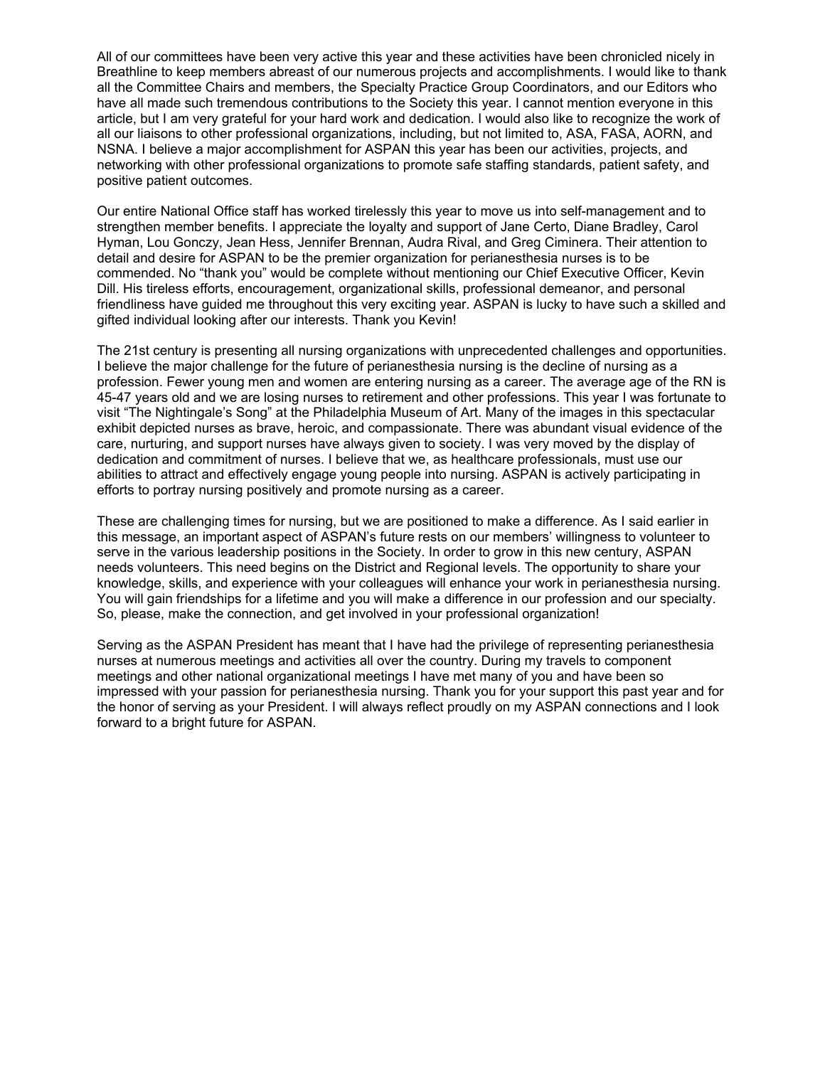All of our committees have been very active this year and these activities have been chronicled nicely in Breathline to keep members abreast of our numerous projects and accomplishments. I would like to thank all the Committee Chairs and members, the Specialty Practice Group Coordinators, and our Editors who have all made such tremendous contributions to the Society this year. I cannot mention everyone in this article, but I am very grateful for your hard work and dedication. I would also like to recognize the work of all our liaisons to other professional organizations, including, but not limited to, ASA, FASA, AORN, and NSNA. I believe a major accomplishment for ASPAN this year has been our activities, projects, and networking with other professional organizations to promote safe staffing standards, patient safety, and positive patient outcomes.

Our entire National Office staff has worked tirelessly this year to move us into self-management and to strengthen member benefits. I appreciate the loyalty and support of Jane Certo, Diane Bradley, Carol Hyman, Lou Gonczy, Jean Hess, Jennifer Brennan, Audra Rival, and Greg Ciminera. Their attention to detail and desire for ASPAN to be the premier organization for perianesthesia nurses is to be commended. No "thank you" would be complete without mentioning our Chief Executive Officer, Kevin Dill. His tireless efforts, encouragement, organizational skills, professional demeanor, and personal friendliness have guided me throughout this very exciting year. ASPAN is lucky to have such a skilled and gifted individual looking after our interests. Thank you Kevin!

The 21st century is presenting all nursing organizations with unprecedented challenges and opportunities. I believe the major challenge for the future of perianesthesia nursing is the decline of nursing as a profession. Fewer young men and women are entering nursing as a career. The average age of the RN is 45-47 years old and we are losing nurses to retirement and other professions. This year I was fortunate to visit "The Nightingale's Song" at the Philadelphia Museum of Art. Many of the images in this spectacular exhibit depicted nurses as brave, heroic, and compassionate. There was abundant visual evidence of the care, nurturing, and support nurses have always given to society. I was very moved by the display of dedication and commitment of nurses. I believe that we, as healthcare professionals, must use our abilities to attract and effectively engage young people into nursing. ASPAN is actively participating in efforts to portray nursing positively and promote nursing as a career.

These are challenging times for nursing, but we are positioned to make a difference. As I said earlier in this message, an important aspect of ASPAN's future rests on our members' willingness to volunteer to serve in the various leadership positions in the Society. In order to grow in this new century, ASPAN needs volunteers. This need begins on the District and Regional levels. The opportunity to share your knowledge, skills, and experience with your colleagues will enhance your work in perianesthesia nursing. You will gain friendships for a lifetime and you will make a difference in our profession and our specialty. So, please, make the connection, and get involved in your professional organization!

Serving as the ASPAN President has meant that I have had the privilege of representing perianesthesia nurses at numerous meetings and activities all over the country. During my travels to component meetings and other national organizational meetings I have met many of you and have been so impressed with your passion for perianesthesia nursing. Thank you for your support this past year and for the honor of serving as your President. I will always reflect proudly on my ASPAN connections and I look forward to a bright future for ASPAN.